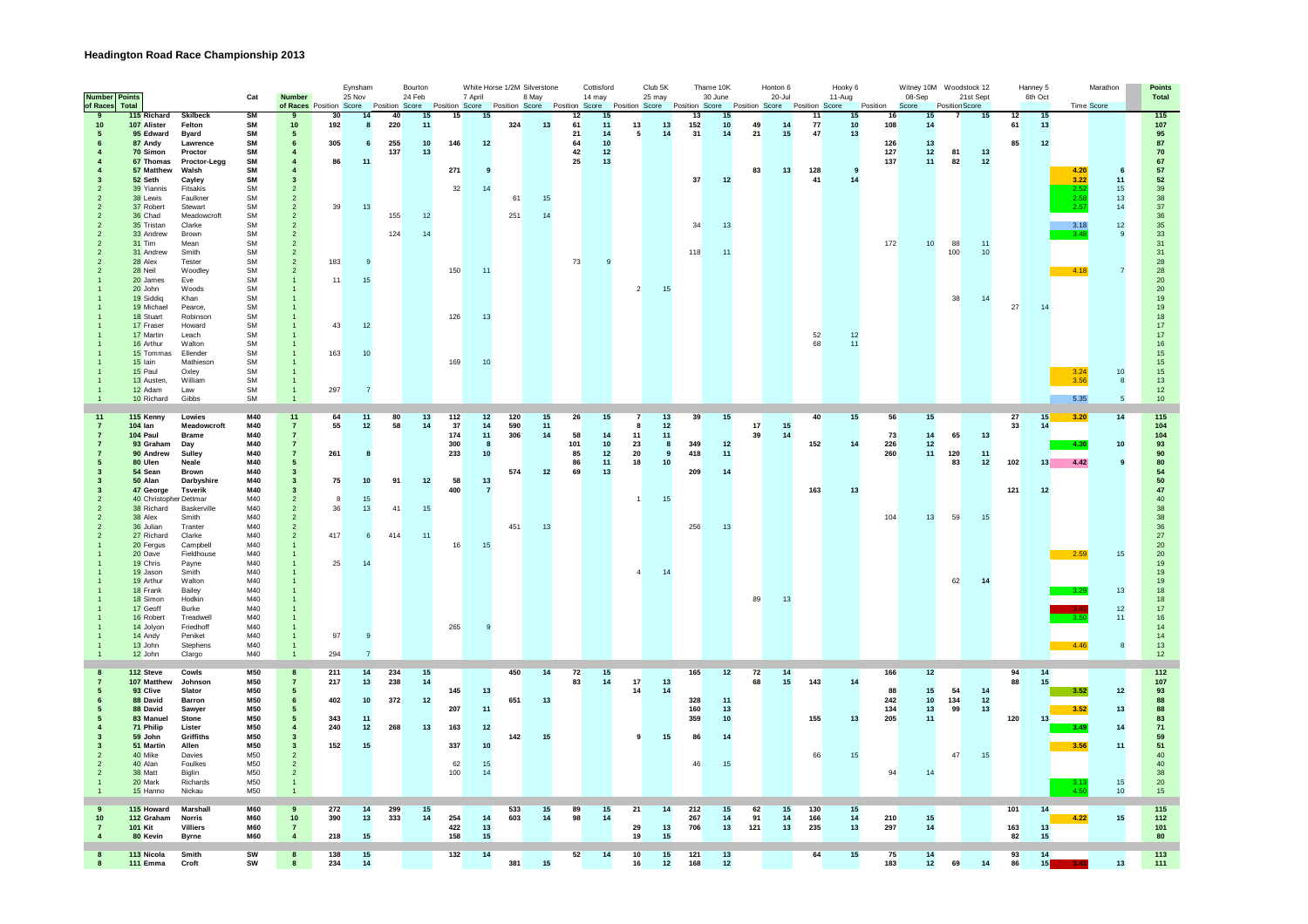# Headington Road Race Championship 2013

| Number of Races | Points Total | | | Cat | Number of Races | Eynsham 25 Nov | | Bourton 24 Feb | | White Horse 7 April | | 1/2M Silverstone 8 May | | Cottisford 14 may | | Club 5K 25 may | | Thame 10K 30 June | | Honton 6 20-Jul | | Hooky 6 11-Aug | | Witney 10M 08-Sep | | Woodstock 12 21st Sept | | Hanney 5 6th Oct | | Marathon | | Points Total |
|---|---|---|---|---|---|---|---|---|---|---|---|---|---|---|---|---|---|---|---|---|---|---|---|---|---|---|---|---|---|---|---|---|
| | | | | | | Position | Score | Position | Score | Position | Score | Position | Score | Position | Score | Position | Score | Position | Score | Position | Score | Position | Score | Position | Score | Position | Score | | | Time | Score | |
| 9 | 115 | Richard | Skilbeck | SM | 9 | 30 | 14 | 40 | 15 | 15 | 15 | | | 12 | 15 | | | 13 | 15 | | | 11 | 15 | 16 | 15 | 7 | 15 | 12 | 15 | | | 115 |
| 10 | 107 | Alister | Felton | SM | 10 | 192 | 8 | 220 | 11 | | | 324 | 13 | 61 | 11 | 13 | 13 | 152 | 10 | 49 | 14 | 77 | 10 | 108 | 14 | | | 61 | 13 | | | 107 |
| 5 | 95 | Edward | Byard | SM | 5 | | | | | | | | | 21 | 14 | 5 | 14 | 31 | 14 | 21 | 15 | 47 | 13 | | | | | | | | | 95 |
| 6 | 87 | Andy | Lawrence | SM | 6 | 305 | 6 | 255 | 10 | 146 | 12 | | | 64 | 10 | | | | | | | | | 126 | 13 | | | 85 | 12 | | | 87 |
| 4 | 70 | Simon | Proctor | SM | 4 | | | 137 | 13 | | | | | 42 | 12 | | | | | | | | | 127 | 12 | 81 | 13 | | | | | 70 |
| 4 | 67 | Thomas | Proctor-Legg | SM | 4 | 86 | 11 | | | | | | | 25 | 13 | | | | | | | | | 137 | 11 | 82 | 12 | | | | | 67 |
| 4 | 57 | Matthew | Walsh | SM | 4 | | | | | 271 | 9 | | | | | | | | | 83 | 13 | 128 | 9 | | | | | | | 4.20 | 6 | 57 |
| 3 | 52 | Seth | Cayley | SM | 3 | | | | | | | | | | | | | 37 | 12 | | | 41 | 14 | | | | | | | 3.22 | 11 | 52 |
| 2 | 39 | Yiannis | Fitsakis | SM | 2 | | | | | 32 | 14 | | | | | | | | | | | | | | | | | | | 2.52 | 15 | 39 |
| 2 | 38 | Lewis | Faulkner | SM | 2 | | | | | | | 61 | 15 | | | | | | | | | | | | | | | | | 2.58 | 13 | 38 |
| 2 | 37 | Robert | Stewart | SM | 2 | 39 | 13 | | | | | | | | | | | | | | | | | | | | | | | 2.57 | 14 | 37 |
| 2 | 36 | Chad | Meadowcroft | SM | 2 | | | 155 | 12 | | | 251 | 14 | | | | | | | | | | | | | | | | | | | 36 |
| 2 | 35 | Tristan | Clarke | SM | 2 | | | | | | | | | | | | | 34 | 13 | | | | | | | | | | | 3.18 | 12 | 35 |
| 2 | 33 | Andrew | Brown | SM | 2 | | | 124 | 14 | | | | | | | | | | | | | | | | | | | | | 3.48 | 9 | 33 |
| 2 | 31 | Tim | Mean | SM | 2 | | | | | | | | | | | | | | | | | | | 172 | 10 | 88 | 11 | | | | | 31 |
| 2 | 31 | Andrew | Smith | SM | 2 | | | | | | | | | | | | | 118 | 11 | | | | | | | 100 | 10 | | | | | 31 |
| 2 | 28 | Alex | Tester | SM | 2 | 183 | 9 | | | | | | | 73 | 9 | | | | | | | | | | | | | | | | | 28 |
| 2 | 28 | Neil | Woodley | SM | 2 | | | | | 150 | 11 | | | | | | | | | | | | | | | | | | | 4.18 | 7 | 28 |
| 1 | 20 | James | Eve | SM | 1 | 11 | 15 | | | | | | | | | | | | | | | | | | | | | | | | | 20 |
| 1 | 20 | John | Woods | SM | 1 | | | | | | | | | | | 2 | 15 | | | | | | | | | | | | | | | 20 |
| 1 | 19 | Siddiq | Khan | SM | 1 | | | | | | | | | | | | | | | | | | | | | 38 | 14 | | | | | 19 |
| 1 | 19 | Michael | Pearce, | SM | 1 | | | | | | | | | | | | | | | | | | | | | | | 27 | 14 | | | 19 |
| 1 | 18 | Stuart | Robinson | SM | 1 | | | | | 126 | 13 | | | | | | | | | | | | | | | | | | | | | 18 |
| 1 | 17 | Fraser | Howard | SM | 1 | 43 | 12 | | | | | | | | | | | | | | | | | | | | | | | | | 17 |
| 1 | 17 | Martin | Leach | SM | 1 | | | | | | | | | | | | | | | | | 52 | 12 | | | | | | | | | 17 |
| 1 | 16 | Arthur | Walton | SM | 1 | | | | | | | | | | | | | | | | | 68 | 11 | | | | | | | | | 16 |
| 1 | 15 | Tommas | Ellender | SM | 1 | 163 | 10 | | | | | | | | | | | | | | | | | | | | | | | | | 15 |
| 1 | 15 | Iain | Mathieson | SM | 1 | | | | | 169 | 10 | | | | | | | | | | | | | | | | | | | | | 15 |
| 1 | 15 | Paul | Oxley | SM | 1 | | | | | | | | | | | | | | | | | | | | | | | | | 3.24 | 10 | 15 |
| 1 | 13 | Austen, | William | SM | 1 | | | | | | | | | | | | | | | | | | | | | | | | | 3.56 | 8 | 13 |
| 1 | 12 | Adam | Law | SM | 1 | 297 | 7 | | | | | | | | | | | | | | | | | | | | | | | | | 12 |
| 1 | 10 | Richard | Gibbs | SM | 1 | | | | | | | | | | | | | | | | | | | | | | | | | 5.35 | 5 | 10 |
| 11 | 115 | Kenny | Lowies | M40 | 11 | 64 | 11 | 80 | 13 | 112 | 12 | 120 | 15 | 26 | 15 | 7 | 13 | 39 | 15 | | | 40 | 15 | 56 | 15 | | | 27 | 15 | 3.20 | 14 | 115 |
| 7 | 104 | Ian | Meadowcroft | M40 | 7 | 55 | 12 | 58 | 14 | 37 | 14 | 590 | 11 | | | 8 | 12 | | | 17 | 15 | | | | | | | 33 | 14 | | | 104 |
| 7 | 104 | Paul | Brame | M40 | 7 | | | | | 174 | 11 | 306 | 14 | 58 | 14 | 11 | 11 | | | 39 | 14 | | | 73 | 14 | 65 | 13 | | | | | 104 |
| 7 | 93 | Graham | Day | M40 | 7 | | | | | 300 | 8 | | | 101 | 10 | 23 | 8 | 349 | 12 | | | 152 | 14 | 226 | 12 | | | | | 4.30 | 10 | 93 |
| 7 | 90 | Andrew | Sulley | M40 | 7 | 261 | 8 | | | 233 | 10 | | | 85 | 12 | 20 | 9 | 418 | 11 | | | | | 260 | 11 | 120 | 11 | | | | | 90 |
| 5 | 80 | Ulen | Neale | M40 | 5 | | | | | | | | | 86 | 11 | 18 | 10 | | | | | | | | | 83 | 12 | 102 | 13 | 4.42 | 9 | 80 |
| 3 | 54 | Sean | Brown | M40 | 3 | | | | | | | 574 | 12 | 69 | 13 | | | 209 | 14 | | | | | | | | | | | | | 54 |
| 3 | 50 | Alan | Darbyshire | M40 | 3 | 75 | 10 | 91 | 12 | 58 | 13 | | | | | | | | | | | | | | | | | | | | | 50 |
| 3 | 47 | George | Tsverik | M40 | 3 | | | | | 400 | 7 | | | | | | | | | | | 163 | 13 | | | | | 121 | 12 | | | 47 |
| 2 | 40 | Christopher | Dettmar | M40 | 2 | 8 | 15 | | | | | | | | | 1 | 15 | | | | | | | | | | | | | | | 40 |
| 2 | 38 | Richard | Baskerville | M40 | 2 | 36 | 13 | 41 | 15 | | | | | | | | | | | | | | | | | | | | | | | 38 |
| 2 | 38 | Alex | Smith | M40 | 2 | | | | | | | | | | | | | | | | | | | 104 | 13 | 59 | 15 | | | | | 38 |
| 2 | 36 | Julian | Tranter | M40 | 2 | | | | | | | 451 | 13 | | | | | 256 | 13 | | | | | | | | | | | | | 36 |
| 2 | 27 | Richard | Clarke | M40 | 2 | 417 | 6 | 414 | 11 | | | | | | | | | | | | | | | | | | | | | | | 27 |
| 1 | 20 | Fergus | Campbell | M40 | 1 | | | | | 16 | 15 | | | | | | | | | | | | | | | | | | | | | 20 |
| 1 | 20 | Dave | Fieldhouse | M40 | 1 | | | | | | | | | | | | | | | | | | | | | | | | | 2.59 | 15 | 20 |
| 1 | 19 | Chris | Payne | M40 | 1 | 25 | 14 | | | | | | | | | | | | | | | | | | | | | | | | | 19 |
| 1 | 19 | Jason | Smith | M40 | 1 | | | | | | | | | | | 4 | 14 | | | | | | | | | | | | | | | 19 |
| 1 | 19 | Arthur | Walton | M40 | 1 | | | | | | | | | | | | | | | | | | | | | 62 | 14 | | | | | 19 |
| 1 | 18 | Frank | Bailey | M40 | 1 | | | | | | | | | | | | | | | | | | | | | | | | | 3.29 | 13 | 18 |
| 1 | 18 | Simon | Hodkin | M40 | 1 | | | | | | | | | | | | | | | 89 | 13 | | | | | | | | | | | 18 |
| 1 | 17 | Geoff | Burke | M40 | 1 | | | | | | | | | | | | | | | | | | | | | | | | | 3.41 | 12 | 17 |
| 1 | 16 | Robert | Treadwell | M40 | 1 | | | | | | | | | | | | | | | | | | | | | | | | | 3.50 | 11 | 16 |
| 1 | 14 | Jolyon | Friedhoff | M40 | 1 | | | | | 265 | 9 | | | | | | | | | | | | | | | | | | | | | 14 |
| 1 | 14 | Andy | Penket | M40 | 1 | 97 | 9 | | | | | | | | | | | | | | | | | | | | | | | | | 14 |
| 1 | 13 | John | Stephens | M40 | 1 | | | | | | | | | | | | | | | | | | | | | | | | | 4.46 | 8 | 13 |
| 1 | 12 | John | Clargo | M40 | 1 | 294 | 7 | | | | | | | | | | | | | | | | | | | | | | | | | 12 |
| 8 | 112 | Steve | Cowls | M50 | 8 | 211 | 14 | 234 | 15 | | | 450 | 14 | 72 | 15 | | | 165 | 12 | 72 | 14 | | | 166 | 12 | | | 94 | 14 | | | 112 |
| 7 | 107 | Matthew | Johnson | M50 | 7 | 217 | 13 | 238 | 14 | | | | | 83 | 14 | 17 | 13 | | | 68 | 15 | 143 | 14 | | | | | 88 | 15 | | | 107 |
| 5 | 93 | Clive | Slator | M50 | 5 | | | | | 145 | 13 | | | | | 14 | 14 | | | | | | | 88 | 15 | 54 | 14 | | | 3.52 | 12 | 93 |
| 6 | 88 | David | Barron | M50 | 6 | 402 | 10 | 372 | 12 | | | 651 | 13 | | | | | 328 | 11 | | | | | 242 | 10 | 134 | 12 | | | | | 88 |
| 5 | 88 | David | Sawyer | M50 | 5 | | | | | 207 | 11 | | | | | | | 160 | 13 | | | | | 134 | 13 | 99 | 13 | | | 3.52 | 13 | 88 |
| 5 | 83 | Manuel | Stone | M50 | 5 | 343 | 11 | | | | | | | | | | | 359 | 10 | | | 155 | 13 | 205 | 11 | | | 120 | 13 | | | 83 |
| 4 | 71 | Philip | Lister | M50 | 4 | 240 | 12 | 268 | 13 | 163 | 12 | | | | | | | | | | | | | | | | | | | 3.49 | 14 | 71 |
| 3 | 59 | John | Griffiths | M50 | 3 | | | | | | | 142 | 15 | | | 9 | 15 | 86 | 14 | | | | | | | | | | | | | 59 |
| 3 | 51 | Martin | Allen | M50 | 3 | 152 | 15 | | | 337 | 10 | | | | | | | | | | | | | | | | | | | 3.56 | 11 | 51 |
| 2 | 40 | Mike | Davies | M50 | 2 | | | | | | | | | | | | | | | | | 66 | 15 | | | 47 | 15 | | | | | 40 |
| 2 | 40 | Alan | Foulkes | M50 | 2 | | | | | 62 | 15 | | | | | | | 46 | 15 | | | | | | | | | | | | | 40 |
| 2 | 38 | Matt | Biglin | M50 | 2 | | | | | 100 | 14 | | | | | | | | | | | | | 94 | 14 | | | | | | | 38 |
| 1 | 20 | Mark | Richards | M50 | 1 | | | | | | | | | | | | | | | | | | | | | | | | | 3.13 | 15 | 20 |
| 1 | 15 | Hanno | Nickau | M50 | 1 | | | | | | | | | | | | | | | | | | | | | | | | | 4.50 | 10 | 15 |
| 9 | 115 | Howard | Marshall | M60 | 9 | 272 | 14 | 299 | 15 | | | 533 | 15 | 89 | 15 | 21 | 14 | 212 | 15 | 62 | 15 | 130 | 15 | | | | | 101 | 14 | | | 115 |
| 10 | 112 | Graham | Norris | M60 | 10 | 390 | 13 | 333 | 14 | 254 | 14 | 603 | 14 | 98 | 14 | | | 267 | 14 | 91 | 14 | 166 | 14 | 210 | 15 | | | | | 4.22 | 15 | 112 |
| 7 | 101 | Kit | Villiers | M60 | 7 | | | | | 422 | 13 | | | | | 29 | 13 | 706 | 13 | 121 | 13 | 235 | 13 | 297 | 14 | | | 163 | 13 | | | 101 |
| 4 | 80 | Kevin | Byrne | M60 | 4 | 218 | 15 | | | 158 | 15 | | | | | 19 | 15 | | | | | | | | | | | 82 | 15 | | | 80 |
| 8 | 113 | Nicola | Smith | SW | 8 | 138 | 15 | | | 132 | 14 | | | 52 | 14 | 10 | 15 | 121 | 13 | | | 64 | 15 | 75 | 14 | | | 93 | 14 | | | 113 |
| 8 | 111 | Emma | Croft | SW | 8 | 234 | 14 | | | | | 381 | 15 | | | 16 | 12 | 168 | 12 | | | | | 183 | 12 | 69 | 14 | 86 | 15 | 3.41 | 13 | 111 |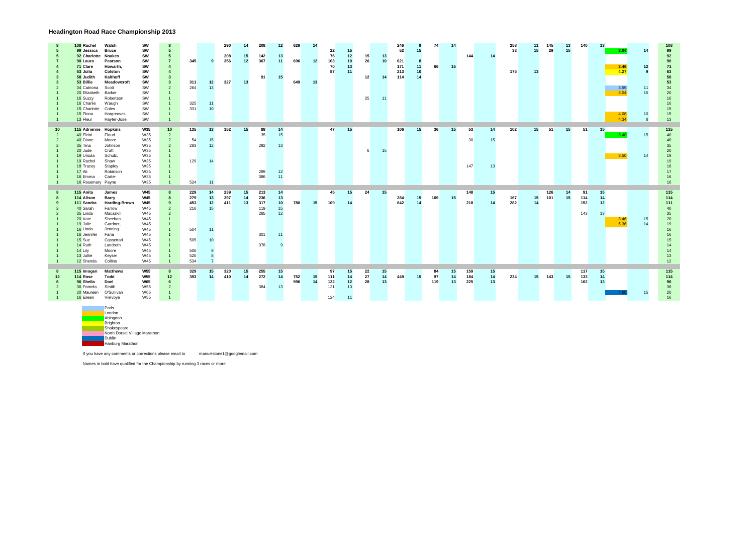## Headington Road Race Championship 2013

| | | | | | | | | | | | | | | | | | | | | | | | | | | | | | | | | |
|---|---|---|---|---|---|---|---|---|---|---|---|---|---|---|---|---|---|---|---|---|---|---|---|---|---|---|---|---|---|---|---|---|
| 8 | 108 | **Rachel** | **Walsh** | **SW** | 8 | | | 290 | 14 | 208 | 12 | 629 | 14 | | | | | 246 | 9 | 74 | 14 | | | 258 | 11 | 145 | 13 | 140 | 13 | | | 108 |
| 5 | 99 | **Jessica** | **Bruce** | **SW** | 5 | | | 208 | 15 | 142 | 13 | | | 22 | 15 | 15 | 13 | 52 | 15 | | | 144 | 14 | 33 | 15 | 29 | 15 | | | 3.04 | 14 | 99 |
| 7 | 90 | **Laura** | **Pearson** | **SW** | 7 | 345 | 9 | 356 | 12 | 367 | 11 | 696 | 12 | 103 | 10 | 26 | 10 | 621 | 8 | | | | | | | | | | | | | 90 |
| 4 | 71 | **Clare** | **Howarth,** | **SW** | 4 | | | | | | | | | 70 | 13 | | | 171 | 11 | 66 | 15 | | | | | | | | | 3.46 | 12 | 71 |
| 4 | 63 | **Julia** | **Colston** | **SW** | 4 | | | | | | | | | 87 | 11 | | | 213 | 10 | | | | | 175 | 13 | | | | | 4.27 | 9 | 63 |
| 3 | 58 | **Judith** | **Kalthoff** | **SW** | 3 | | | | | 91 | 15 | | | | | 12 | 14 | 114 | 14 | | | | | | | | | | | | | 58 |
| 3 | 53 | **Billie** | **Meadowcroft** | **SW** | 3 | 311 | 12 | 327 | 13 | | | 649 | 13 | | | | | | | | | | | | | | | | | | | 53 |
| 2 | 34 | Catriona | Scott | SW | 2 | 264 | 13 | | | | | | | | | | | | | | | | | | | | | | | 3.59 | 11 | 34 |
| 1 | 20 | Elizabeth | Barker | SW | 1 | | | | | | | | | | | | | | | | | | | | | | | | | 3.04 | 15 | 20 |
| 1 | 16 | Suzzy | Robertson | SW | 1 | | | | | | | | | | | 25 | 11 | | | | | | | | | | | | | | | 16 |
| 1 | 16 | Charlie | Waugh | SW | 1 | 325 | 11 | | | | | | | | | | | | | | | | | | | | | | | | | 16 |
| 1 | 15 | Charlotte | Coles | SW | 1 | 331 | 10 | | | | | | | | | | | | | | | | | | | | | | | | | 15 |
| 1 | 15 | Fiona | Hargreaves | SW | 1 | | | | | | | | | | | | | | | | | | | | | | | | | 4.08 | 10 | 15 |
| 1 | 13 | Fleur | Hayter-Jose, | SW | 1 | | | | | | | | | | | | | | | | | | | | | | | | | 4.34 | 8 | 13 |
| 10 | 115 | **Adrienne** | **Hopkins** | **W35** | 10 | 135 | 13 | 152 | 15 | 88 | 14 | | | 47 | 15 | | | 106 | 15 | 36 | 15 | 53 | 14 | 102 | 15 | 51 | 15 | 51 | 15 | | | 115 |
| 2 | 40 | Eirini | Flouri | W35 | 2 | | | | | 35 | 15 | | | | | | | | | | | | | | | | | | | 3.40 | 15 | 40 |
| 2 | 40 | Diane | Moore | W35 | 2 | 54 | 15 | | | | | | | | | | | | | | | 30 | 15 | | | | | | | | | 40 |
| 2 | 35 | Tina | Johnson | W35 | 2 | 283 | 12 | | | 292 | 13 | | | | | | | | | | | | | | | | | | | | | 35 |
| 1 | 20 | Jude | Craft | W35 | 1 | | | | | | | | | | | 6 | 15 | | | | | | | | | | | | | | | 20 |
| 1 | 19 | Ursula | Schulz, | W35 | 1 | | | | | | | | | | | | | | | | | | | | | | | | | 3.50 | 14 | 19 |
| 1 | 19 | Rachel | Shaw | W35 | 1 | 129 | 14 | | | | | | | | | | | | | | | | | | | | | | | | | 19 |
| 1 | 18 | Tracey | Stapley | W35 | 1 | | | | | | | | | | | | | | | | | 147 | 13 | | | | | | | | | 18 |
| 1 | 17 | Ali | Robinson | W35 | 1 | | | | | 299 | 12 | | | | | | | | | | | | | | | | | | | | | 17 |
| 1 | 16 | Emma | Carter | W35 | 1 | | | | | 386 | 11 | | | | | | | | | | | | | | | | | | | | | 16 |
| 1 | 16 | Rosemary | Payne | W35 | 1 | 524 | 11 | | | | | | | | | | | | | | | | | | | | | | | | | 16 |
| 8 | 115 | **Anita** | **James** | **W45** | 8 | 229 | 14 | 239 | 15 | 213 | 14 | | | 45 | 15 | 24 | 15 | | | | | 148 | 15 | | | 126 | 14 | 91 | 15 | | | 115 |
| 8 | 114 | **Alison** | **Barry** | **W45** | 8 | 279 | 13 | 397 | 14 | 236 | 13 | | | | | | | 284 | 15 | 109 | 15 | | | 167 | 15 | 101 | 15 | 114 | 14 | | | 114 |
| 9 | 111 | **Sandra** | **Harding-Brown** | **W45** | 9 | 453 | 12 | 411 | 13 | 317 | 10 | 780 | 15 | 109 | 14 | | | 642 | 14 | | | 218 | 14 | 282 | 14 | | | 152 | 12 | | | 111 |
| 2 | 40 | Sarah | Farrow | W45 | 2 | 216 | 15 | | | 119 | 15 | | | | | | | | | | | | | | | | | | | | | 40 |
| 2 | 35 | Linda | Macaskill | W45 | 2 | | | | | 285 | 12 | | | | | | | | | | | | | | | | | 143 | 13 | | | 35 |
| 1 | 20 | Kate | Sheehan | W45 | 1 | | | | | | | | | | | | | | | | | | | | | | | | | 3.46 | 15 | 20 |
| 1 | 19 | Julie | Gardner, | W45 | 1 | | | | | | | | | | | | | | | | | | | | | | | | | 5.36 | 14 | 19 |
| 1 | 16 | Linda | Jenning | W45 | 1 | 504 | 11 | | | | | | | | | | | | | | | | | | | | | | | | | 16 |
| 1 | 16 | Jennifer | Faria | W45 | 1 | | | | | 301 | 11 | | | | | | | | | | | | | | | | | | | | | 16 |
| 1 | 15 | Sue | Cassettari | W45 | 1 | 505 | 10 | | | | | | | | | | | | | | | | | | | | | | | | | 15 |
| 1 | 14 | Ruth | Landreth | W45 | 1 | | | | | 378 | 9 | | | | | | | | | | | | | | | | | | | | | 14 |
| 1 | 14 | Lily | Moore | W45 | 1 | 506 | 9 | | | | | | | | | | | | | | | | | | | | | | | | | 14 |
| 1 | 13 | Jullie | Keyser | W45 | 1 | 520 | 8 | | | | | | | | | | | | | | | | | | | | | | | | | 13 |
| 1 | 12 | Shenda | Collins | W45 | 1 | 534 | 7 | | | | | | | | | | | | | | | | | | | | | | | | | 12 |
| 8 | 115 | **Imogen** | **Matthews** | **W55** | 8 | 329 | 15 | 320 | 15 | 255 | 15 | | | 97 | 15 | 22 | 15 | | | 84 | 15 | 159 | 15 | | | | | 117 | 15 | | | 115 |
| 12 | 114 | **Rose** | **Todd** | **W55** | 12 | 393 | 14 | 410 | 14 | 272 | 14 | 752 | 15 | 111 | 14 | 27 | 14 | 449 | 15 | 97 | 14 | 184 | 14 | 234 | 15 | 143 | 15 | 133 | 14 | | | 114 |
| 6 | 96 | **Sheila** | **Doel** | **W65** | 6 | | | | | | | 996 | 14 | 122 | 12 | 28 | 13 | | | 119 | 13 | 225 | 13 | | | | | 162 | 13 | | | 96 |
| 2 | 36 | Pamela | Smith | W55 | 2 | | | | | 384 | 13 | | | 121 | 13 | | | | | | | | | | | | | | | | | 36 |
| 1 | 20 | Maureen | O'Sullivan | W65 | 1 | | | | | | | | | | | | | | | | | | | | | | | | | 4.60 | 15 | 20 |
| 1 | 16 | Eileen | Vielvoye | W55 | 1 | | | | | | | | | 124 | 11 | | | | | | | | | | | | | | | | | 16 |

Paris
London
Abingdon
Brighton
Shakespeare
North Dorset Village Marathon
Dublin
Hanburg Marathon

If you have any comments or corrections please email to manuelstone1@googlemail.com

Names in bold have qualified for the Championship by running 3 races or more.